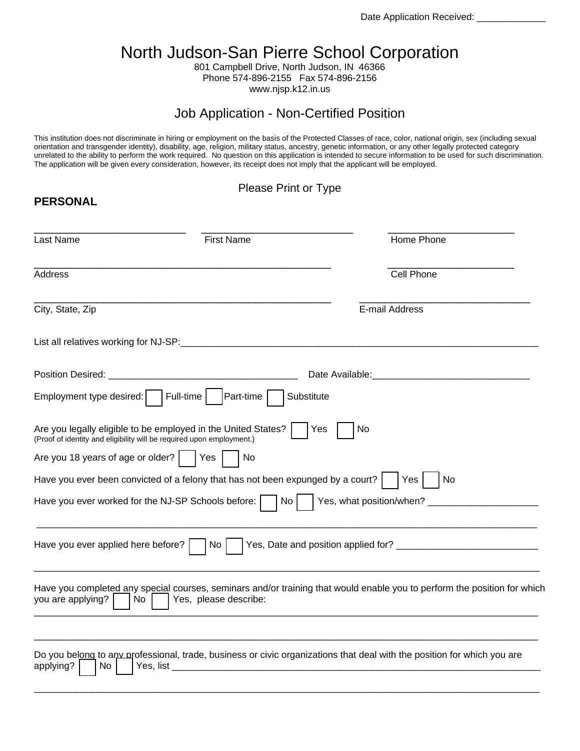Date Application Received: _____________

# North Judson-San Pierre School Corporation

801 Campbell Drive, North Judson, IN 46366
Phone 574-896-2155 Fax 574-896-2156
www.njsp.k12.in.us

## Job Application - Non-Certified Position

This institution does not discriminate in hiring or employment on the basis of the Protected Classes of race, color, national origin, sex (including sexual orientation and transgender identity), disability, age, religion, military status, ancestry, genetic information, or any other legally protected category unrelated to the ability to perform the work required. No question on this application is intended to secure information to be used for such discrimination. The application will be given every consideration, however, its receipt does not imply that the applicant will be employed.

Please Print or Type

**PERSONAL**

___________________________ ___________________________ ______________________
Last Name First Name Home Phone

_____________________________________________________ ______________________
Address Cell Phone

_____________________________________________________ ______________________________
City, State, Zip E-mail Address

List all relatives working for NJ-SP:________________________________________________________________

Position Desired: ___________________________________ Date Available:______________________________

Employment type desired: ☐ Full-time ☐ Part-time ☐ Substitute

Are you legally eligible to be employed in the United States? ☐ Yes ☐ No
(Proof of identity and eligibility will be required upon employment.)

Are you 18 years of age or older? ☐ Yes ☐ No

Have you ever been convicted of a felony that has not been expunged by a court? ☐ Yes ☐ No

Have you ever worked for the NJ-SP Schools before: ☐ No ☐ Yes, what position/when? _____________________

___________________________________________________________________________________________

Have you ever applied here before? ☐ No ☐ Yes, Date and position applied for? ___________________________

___________________________________________________________________________________________

Have you completed any special courses, seminars and/or training that would enable you to perform the position for which you are applying? ☐ No ☐ Yes, please describe:

___________________________________________________________________________________________

___________________________________________________________________________________________

Do you belong to any professional, trade, business or civic organizations that deal with the position for which you are applying? ☐ No ☐ Yes, list ___________________________________________________________________

___________________________________________________________________________________________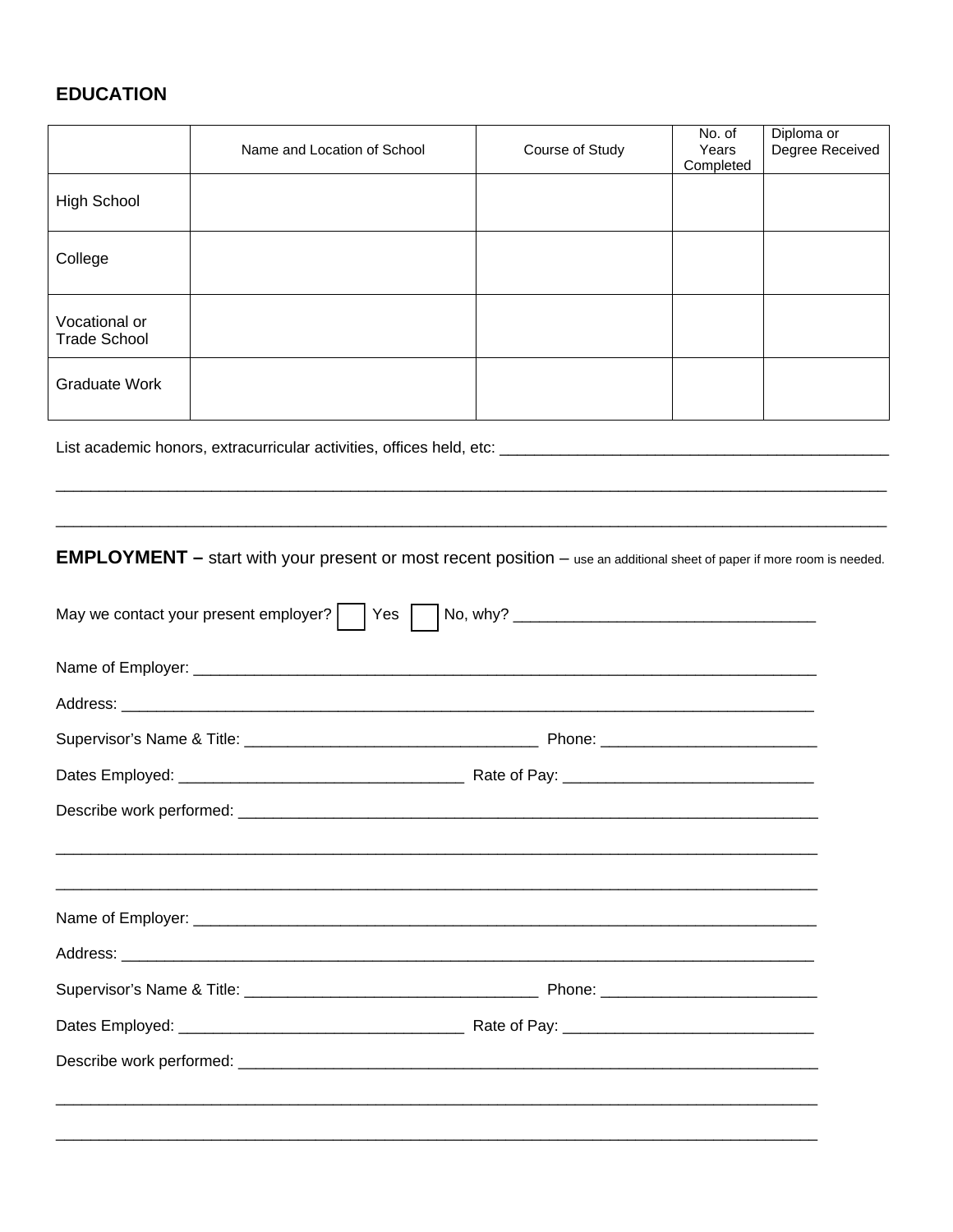## EDUCATION

| | Name and Location of School | Course of Study | No. of Years Completed | Diploma or Degree Received |
|---|---|---|---|---|
| High School | | | | |
| College | | | | |
| Vocational or Trade School | | | | |
| Graduate Work | | | | |

List academic honors, extracurricular activities, offices held, etc: ____________________________________________

____________________________________________________________________________________________

____________________________________________________________________________________________

## EMPLOYMENT – start with your present or most recent position – use an additional sheet of paper if more room is needed.

May we contact your present employer? ☐ Yes ☐ No, why? ___________________________________

Name of Employer: ___________________________________________________________________________

Address: ____________________________________________________________________________________

Supervisor's Name & Title: __________________________________ Phone: _________________________

Dates Employed: _________________________________ Rate of Pay: _____________________________

Describe work performed: ____________________________________________________________________

____________________________________________________________________________________________

____________________________________________________________________________________________

Name of Employer: ___________________________________________________________________________

Address: ____________________________________________________________________________________

Supervisor's Name & Title: __________________________________ Phone: _________________________

Dates Employed: _________________________________ Rate of Pay: _____________________________

Describe work performed: ____________________________________________________________________

____________________________________________________________________________________________

____________________________________________________________________________________________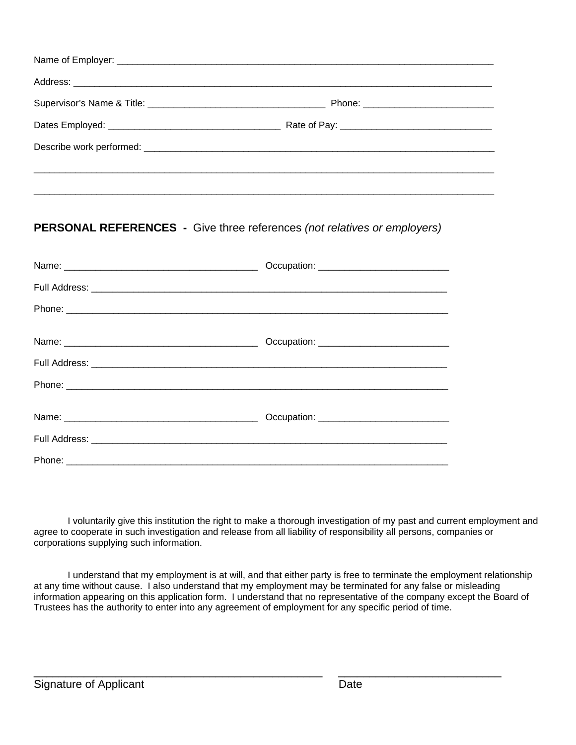Name of Employer: ___________________________________________________________________________

Address: ___________________________________________________________________________________

Supervisor's Name & Title: __________________________________ Phone: _________________________

Dates Employed: _________________________________ Rate of Pay: ____________________________

Describe work performed: ____________________________________________________________________

____________________________________________________________________________________________

____________________________________________________________________________________________

**PERSONAL REFERENCES -** Give three references *(not relatives or employers)*

Name: _____________________________________ Occupation: _________________________

Full Address: _______________________________________________________________________

Phone: _____________________________________________________________________________

Name: _____________________________________ Occupation: _________________________

Full Address: _______________________________________________________________________

Phone: _____________________________________________________________________________

Name: _____________________________________ Occupation: _________________________

Full Address: _______________________________________________________________________

Phone: _____________________________________________________________________________

I voluntarily give this institution the right to make a thorough investigation of my past and current employment and agree to cooperate in such investigation and release from all liability of responsibility all persons, companies or corporations supplying such information.

I understand that my employment is at will, and that either party is free to terminate the employment relationship at any time without cause. I also understand that my employment may be terminated for any false or misleading information appearing on this application form. I understand that no representative of the company except the Board of Trustees has the authority to enter into any agreement of employment for any specific period of time.

_________________________________________________ ___________________________

Signature of Applicant Date